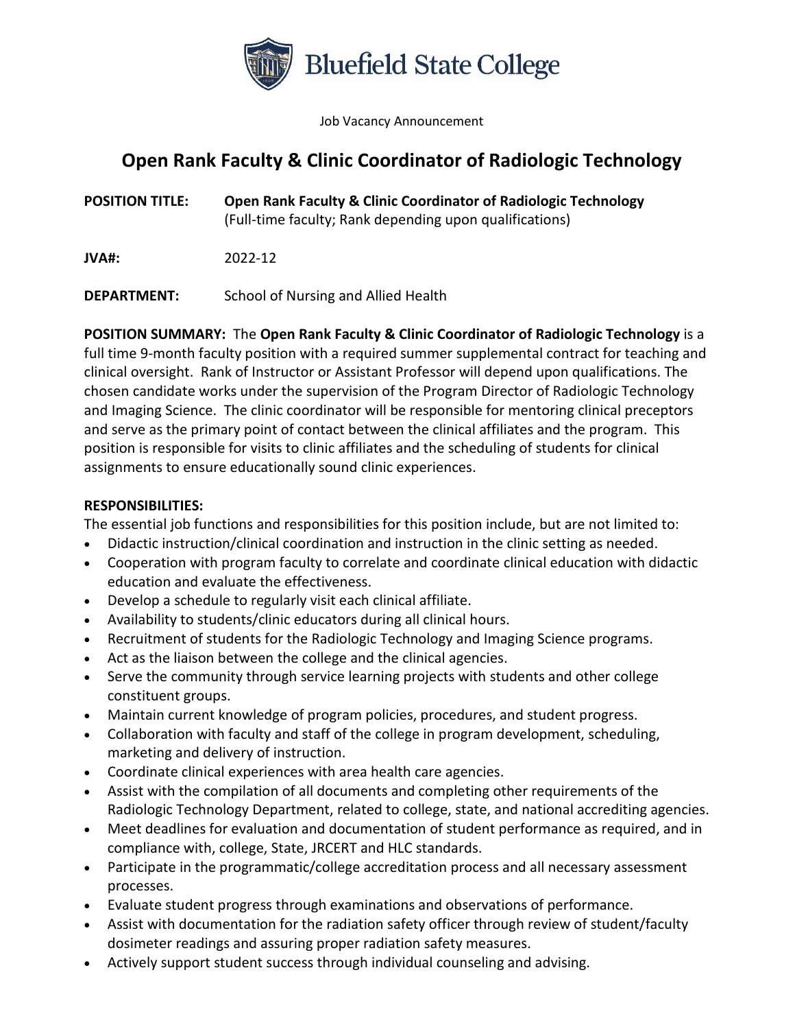Bluefield State College

Job Vacancy Announcement

# Open Rank Faculty & Clinic Coordinator of Radiologic Technology

**POSITION TITLE:** **Open Rank Faculty & Clinic Coordinator of Radiologic Technology** (Full-time faculty; Rank depending upon qualifications)

**JVA#:** 2022-12

**DEPARTMENT:** School of Nursing and Allied Health

**POSITION SUMMARY:** The **Open Rank Faculty & Clinic Coordinator of Radiologic Technology** is a full time 9-month faculty position with a required summer supplemental contract for teaching and clinical oversight. Rank of Instructor or Assistant Professor will depend upon qualifications. The chosen candidate works under the supervision of the Program Director of Radiologic Technology and Imaging Science. The clinic coordinator will be responsible for mentoring clinical preceptors and serve as the primary point of contact between the clinical affiliates and the program. This position is responsible for visits to clinic affiliates and the scheduling of students for clinical assignments to ensure educationally sound clinic experiences.

**RESPONSIBILITIES:**

The essential job functions and responsibilities for this position include, but are not limited to:

- Didactic instruction/clinical coordination and instruction in the clinic setting as needed.
- Cooperation with program faculty to correlate and coordinate clinical education with didactic education and evaluate the effectiveness.
- Develop a schedule to regularly visit each clinical affiliate.
- Availability to students/clinic educators during all clinical hours.
- Recruitment of students for the Radiologic Technology and Imaging Science programs.
- Act as the liaison between the college and the clinical agencies.
- Serve the community through service learning projects with students and other college constituent groups.
- Maintain current knowledge of program policies, procedures, and student progress.
- Collaboration with faculty and staff of the college in program development, scheduling, marketing and delivery of instruction.
- Coordinate clinical experiences with area health care agencies.
- Assist with the compilation of all documents and completing other requirements of the Radiologic Technology Department, related to college, state, and national accrediting agencies.
- Meet deadlines for evaluation and documentation of student performance as required, and in compliance with, college, State, JRCERT and HLC standards.
- Participate in the programmatic/college accreditation process and all necessary assessment processes.
- Evaluate student progress through examinations and observations of performance.
- Assist with documentation for the radiation safety officer through review of student/faculty dosimeter readings and assuring proper radiation safety measures.
- Actively support student success through individual counseling and advising.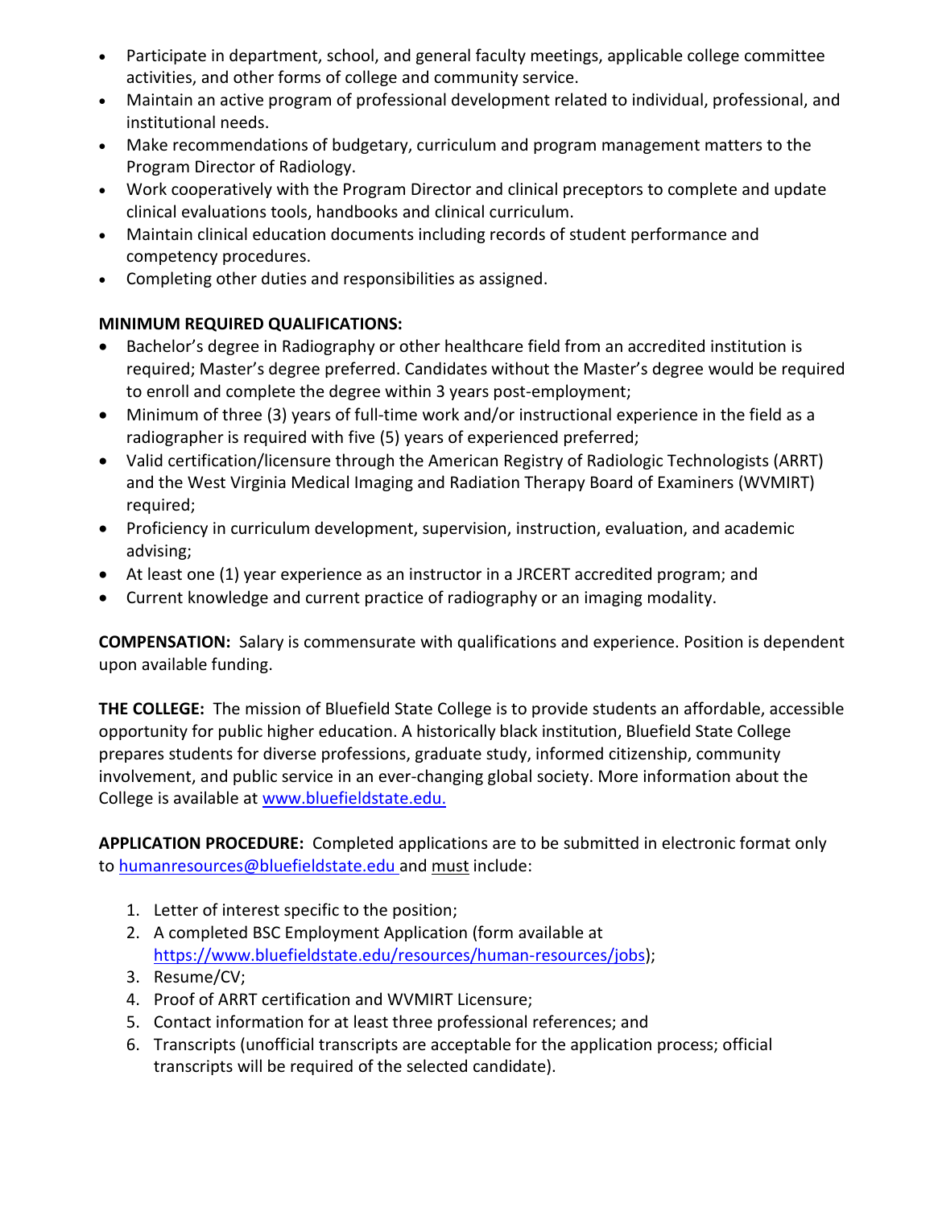- Participate in department, school, and general faculty meetings, applicable college committee activities, and other forms of college and community service.
- Maintain an active program of professional development related to individual, professional, and institutional needs.
- Make recommendations of budgetary, curriculum and program management matters to the Program Director of Radiology.
- Work cooperatively with the Program Director and clinical preceptors to complete and update clinical evaluations tools, handbooks and clinical curriculum.
- Maintain clinical education documents including records of student performance and competency procedures.
- Completing other duties and responsibilities as assigned.

**MINIMUM REQUIRED QUALIFICATIONS:**

- Bachelor's degree in Radiography or other healthcare field from an accredited institution is required; Master's degree preferred. Candidates without the Master's degree would be required to enroll and complete the degree within 3 years post-employment;
- Minimum of three (3) years of full-time work and/or instructional experience in the field as a radiographer is required with five (5) years of experienced preferred;
- Valid certification/licensure through the American Registry of Radiologic Technologists (ARRT) and the West Virginia Medical Imaging and Radiation Therapy Board of Examiners (WVMIRT) required;
- Proficiency in curriculum development, supervision, instruction, evaluation, and academic advising;
- At least one (1) year experience as an instructor in a JRCERT accredited program; and
- Current knowledge and current practice of radiography or an imaging modality.

**COMPENSATION:** Salary is commensurate with qualifications and experience. Position is dependent upon available funding.

**THE COLLEGE:** The mission of Bluefield State College is to provide students an affordable, accessible opportunity for public higher education. A historically black institution, Bluefield State College prepares students for diverse professions, graduate study, informed citizenship, community involvement, and public service in an ever-changing global society. More information about the College is available at [www.bluefieldstate.edu.](http://www.bluefieldstate.edu)

**APPLICATION PROCEDURE:** Completed applications are to be submitted in electronic format only to [humanresources@bluefieldstate.edu](mailto:humanresources@bluefieldstate.edu) and <u>must</u> include:

1. Letter of interest specific to the position;
2. A completed BSC Employment Application (form available at [https://www.bluefieldstate.edu/resources/human-resources/jobs](https://www.bluefieldstate.edu/resources/human-resources/jobs));
3. Resume/CV;
4. Proof of ARRT certification and WVMIRT Licensure;
5. Contact information for at least three professional references; and
6. Transcripts (unofficial transcripts are acceptable for the application process; official transcripts will be required of the selected candidate).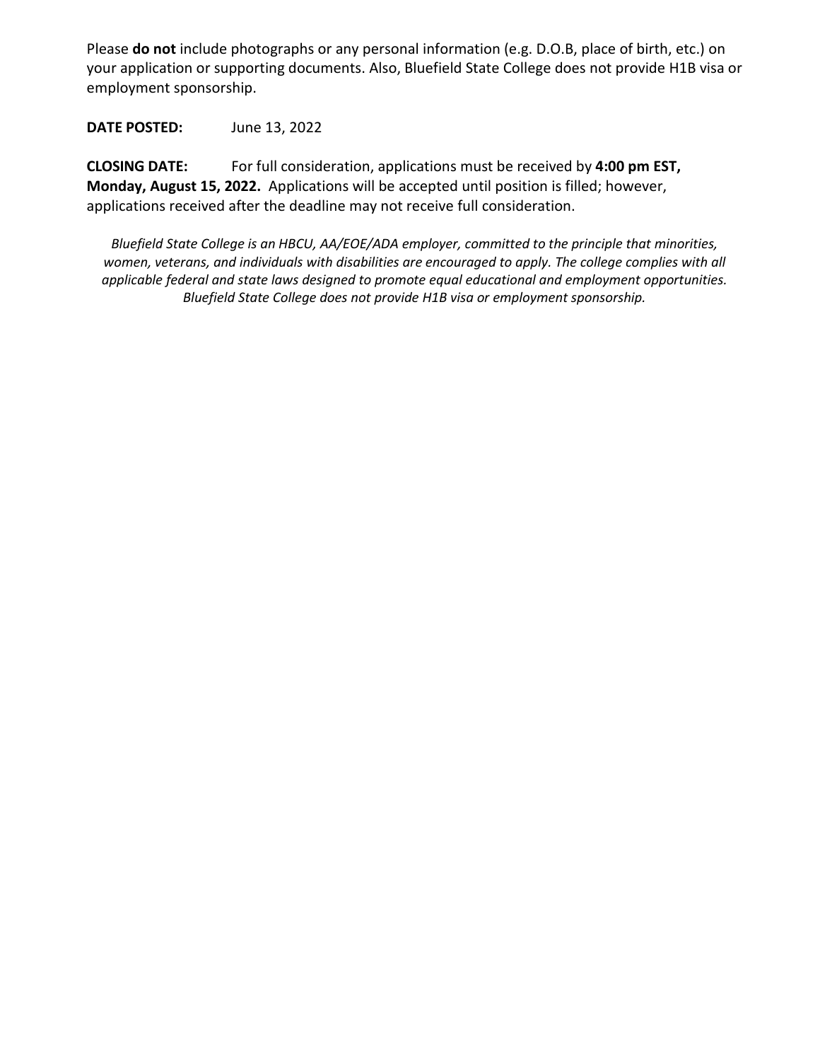Please **do not** include photographs or any personal information (e.g. D.O.B, place of birth, etc.) on your application or supporting documents. Also, Bluefield State College does not provide H1B visa or employment sponsorship.

**DATE POSTED:** June 13, 2022

**CLOSING DATE:** For full consideration, applications must be received by **4:00 pm EST, Monday, August 15, 2022.** Applications will be accepted until position is filled; however, applications received after the deadline may not receive full consideration.

*Bluefield State College is an HBCU, AA/EOE/ADA employer, committed to the principle that minorities, women, veterans, and individuals with disabilities are encouraged to apply. The college complies with all applicable federal and state laws designed to promote equal educational and employment opportunities. Bluefield State College does not provide H1B visa or employment sponsorship.*